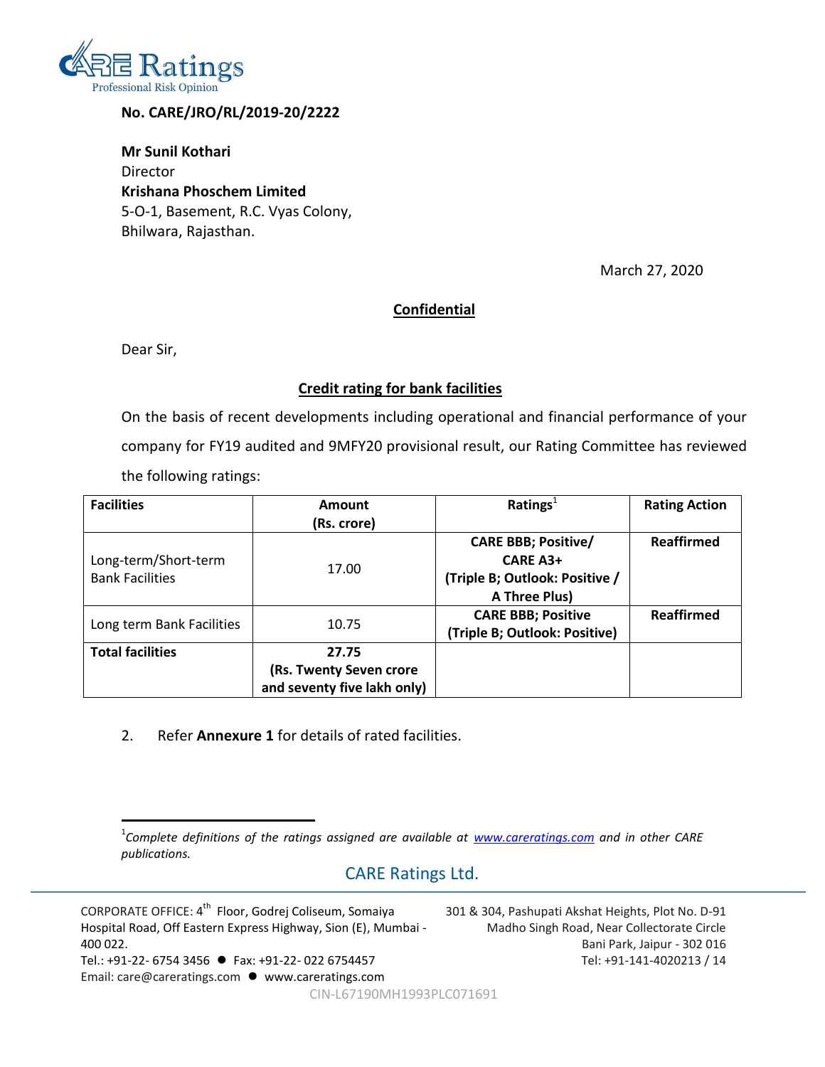**No. CARE/JRO/RL/2019-20/2222**

**Mr Sunil Kothari**
Director
**Krishana Phoschem Limited**
5-O-1, Basement, R.C. Vyas Colony,
Bhilwara, Rajasthan.

March 27, 2020

**Confidential**

Dear Sir,

**Credit rating for bank facilities**

On the basis of recent developments including operational and financial performance of your company for FY19 audited and 9MFY20 provisional result, our Rating Committee has reviewed the following ratings:

| Facilities | Amount (Rs. crore) | Ratings[1] | Rating Action |
|---|---|---|---|
| Long-term/Short-term Bank Facilities | 17.00 | **CARE BBB; Positive/ CARE A3+ (Triple B; Outlook: Positive / A Three Plus)** | **Reaffirmed** |
| Long term Bank Facilities | 10.75 | **CARE BBB; Positive (Triple B; Outlook: Positive)** | **Reaffirmed** |
| **Total facilities** | **27.75 (Rs. Twenty Seven crore and seventy five lakh only)** | | |

2. Refer **Annexure 1** for details of rated facilities.

[1]*Complete definitions of the ratings assigned are available at www.careratings.com and in other CARE publications.*

CARE Ratings Ltd.

CORPORATE OFFICE: 4th Floor, Godrej Coliseum, Somaiya Hospital Road, Off Eastern Express Highway, Sion (E), Mumbai - 400 022.
Tel.: +91-22- 6754 3456 ● Fax: +91-22- 022 6754457
Email: care@careratings.com ● www.careratings.com

301 & 304, Pashupati Akshat Heights, Plot No. D-91
Madho Singh Road, Near Collectorate Circle
Bani Park, Jaipur - 302 016
Tel: +91-141-4020213 / 14

CIN-L67190MH1993PLC071691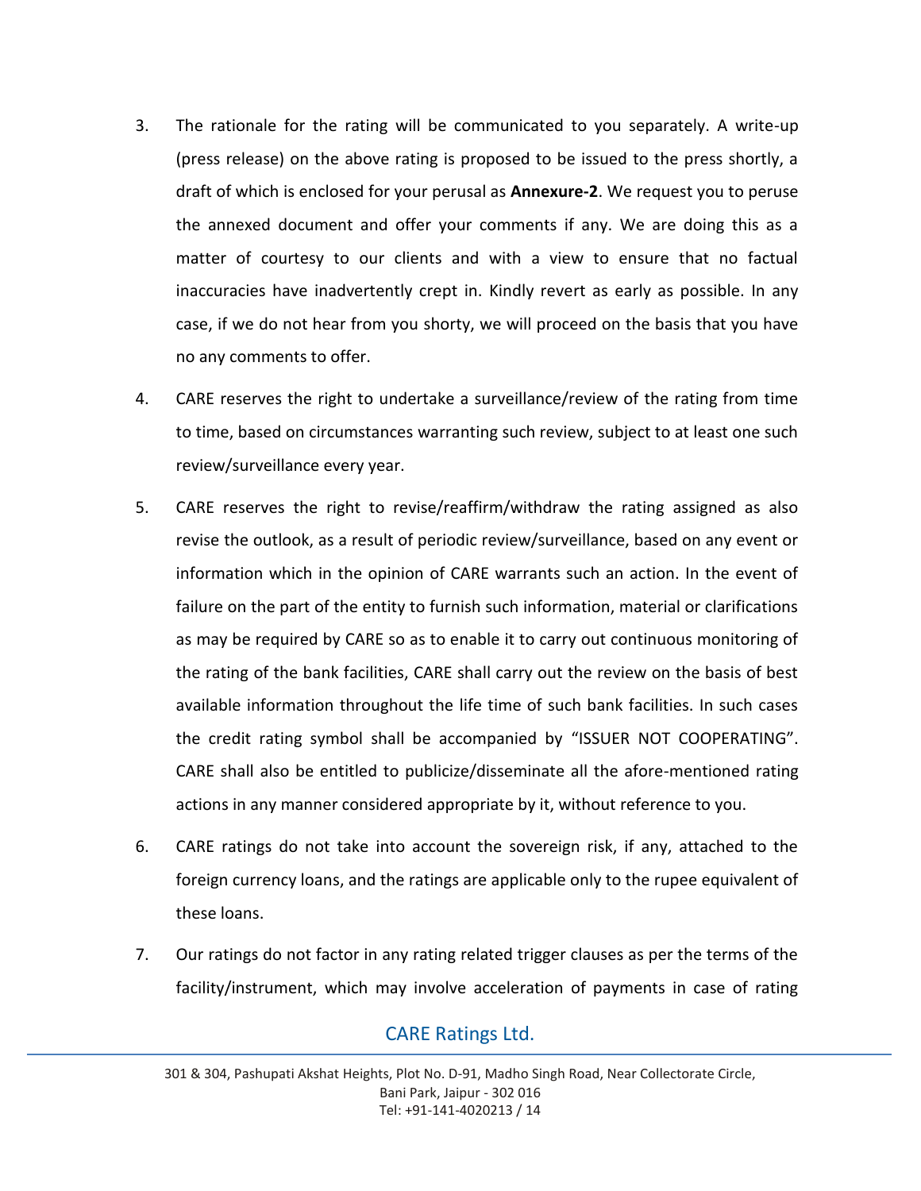3. The rationale for the rating will be communicated to you separately. A write-up (press release) on the above rating is proposed to be issued to the press shortly, a draft of which is enclosed for your perusal as **Annexure-2**. We request you to peruse the annexed document and offer your comments if any. We are doing this as a matter of courtesy to our clients and with a view to ensure that no factual inaccuracies have inadvertently crept in. Kindly revert as early as possible. In any case, if we do not hear from you shorty, we will proceed on the basis that you have no any comments to offer.

4. CARE reserves the right to undertake a surveillance/review of the rating from time to time, based on circumstances warranting such review, subject to at least one such review/surveillance every year.

5. CARE reserves the right to revise/reaffirm/withdraw the rating assigned as also revise the outlook, as a result of periodic review/surveillance, based on any event or information which in the opinion of CARE warrants such an action. In the event of failure on the part of the entity to furnish such information, material or clarifications as may be required by CARE so as to enable it to carry out continuous monitoring of the rating of the bank facilities, CARE shall carry out the review on the basis of best available information throughout the life time of such bank facilities. In such cases the credit rating symbol shall be accompanied by "ISSUER NOT COOPERATING". CARE shall also be entitled to publicize/disseminate all the afore-mentioned rating actions in any manner considered appropriate by it, without reference to you.

6. CARE ratings do not take into account the sovereign risk, if any, attached to the foreign currency loans, and the ratings are applicable only to the rupee equivalent of these loans.

7. Our ratings do not factor in any rating related trigger clauses as per the terms of the facility/instrument, which may involve acceleration of payments in case of rating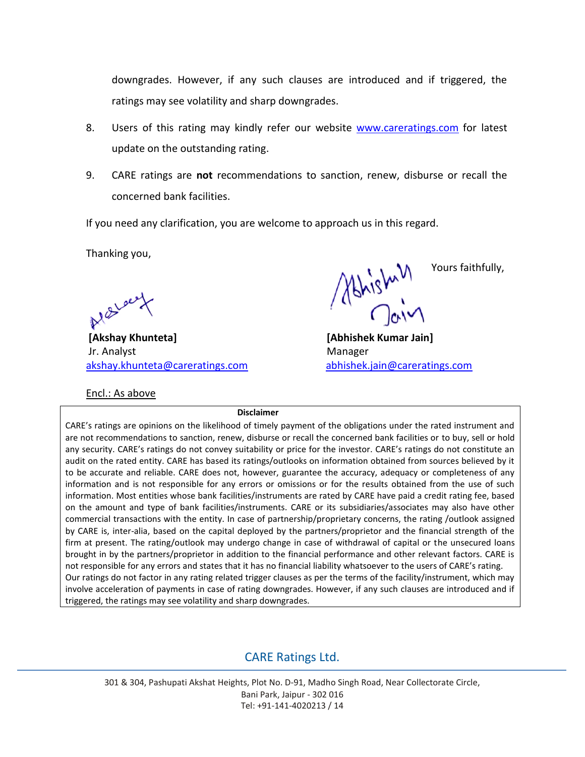downgrades. However, if any such clauses are introduced and if triggered, the ratings may see volatility and sharp downgrades.

8. Users of this rating may kindly refer our website [www.careratings.com](http://www.careratings.com) for latest update on the outstanding rating.

9. CARE ratings are **not** recommendations to sanction, renew, disburse or recall the concerned bank facilities.

If you need any clarification, you are welcome to approach us in this regard.

Thanking you,

Yours faithfully,

**[Akshay Khunteta]**
Jr. Analyst
[akshay.khunteta@careratings.com](mailto:akshay.khunteta@careratings.com)

**[Abhishek Kumar Jain]**
Manager
[abhishek.jain@careratings.com](mailto:abhishek.jain@careratings.com)

Encl.: As above

**Disclaimer**

CARE's ratings are opinions on the likelihood of timely payment of the obligations under the rated instrument and are not recommendations to sanction, renew, disburse or recall the concerned bank facilities or to buy, sell or hold any security. CARE's ratings do not convey suitability or price for the investor. CARE's ratings do not constitute an audit on the rated entity. CARE has based its ratings/outlooks on information obtained from sources believed by it to be accurate and reliable. CARE does not, however, guarantee the accuracy, adequacy or completeness of any information and is not responsible for any errors or omissions or for the results obtained from the use of such information. Most entities whose bank facilities/instruments are rated by CARE have paid a credit rating fee, based on the amount and type of bank facilities/instruments. CARE or its subsidiaries/associates may also have other commercial transactions with the entity. In case of partnership/proprietary concerns, the rating /outlook assigned by CARE is, inter-alia, based on the capital deployed by the partners/proprietor and the financial strength of the firm at present. The rating/outlook may undergo change in case of withdrawal of capital or the unsecured loans brought in by the partners/proprietor in addition to the financial performance and other relevant factors. CARE is not responsible for any errors and states that it has no financial liability whatsoever to the users of CARE's rating.
Our ratings do not factor in any rating related trigger clauses as per the terms of the facility/instrument, which may involve acceleration of payments in case of rating downgrades. However, if any such clauses are introduced and if triggered, the ratings may see volatility and sharp downgrades.

CARE Ratings Ltd.

301 & 304, Pashupati Akshat Heights, Plot No. D-91, Madho Singh Road, Near Collectorate Circle,
Bani Park, Jaipur - 302 016
Tel: +91-141-4020213 / 14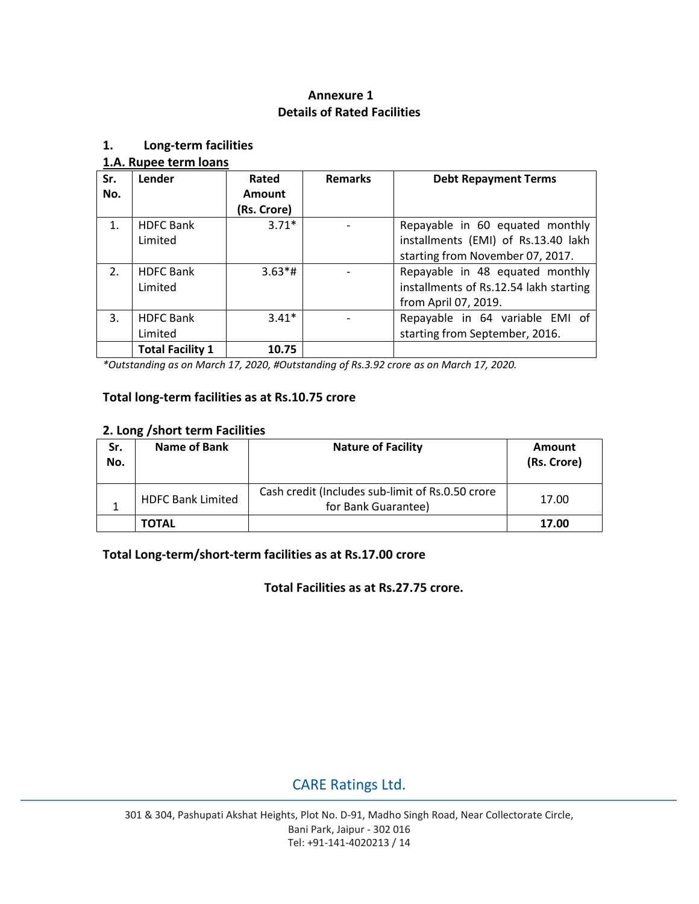## Annexure 1
## Details of Rated Facilities

### 1. Long-term facilities

**1.A. Rupee term loans**

| Sr. No. | Lender | Rated Amount (Rs. Crore) | Remarks | Debt Repayment Terms |
|---|---|---|---|---|
| 1. | HDFC Bank Limited | 3.71* | - | Repayable in 60 equated monthly installments (EMI) of Rs.13.40 lakh starting from November 07, 2017. |
| 2. | HDFC Bank Limited | 3.63*# | - | Repayable in 48 equated monthly installments of Rs.12.54 lakh starting from April 07, 2019. |
| 3. | HDFC Bank Limited | 3.41* | - | Repayable in 64 variable EMI of starting from September, 2016. |
| | **Total Facility 1** | **10.75** | | |

*\*Outstanding as on March 17, 2020, #Outstanding of Rs.3.92 crore as on March 17, 2020.*

**Total long-term facilities as at Rs.10.75 crore**

**2. Long /short term Facilities**

| Sr. No. | Name of Bank | Nature of Facility | Amount (Rs. Crore) |
|---|---|---|---|
| 1 | HDFC Bank Limited | Cash credit (Includes sub-limit of Rs.0.50 crore for Bank Guarantee) | 17.00 |
| | **TOTAL** | | **17.00** |

**Total Long-term/short-term facilities as at Rs.17.00 crore**

**Total Facilities as at Rs.27.75 crore.**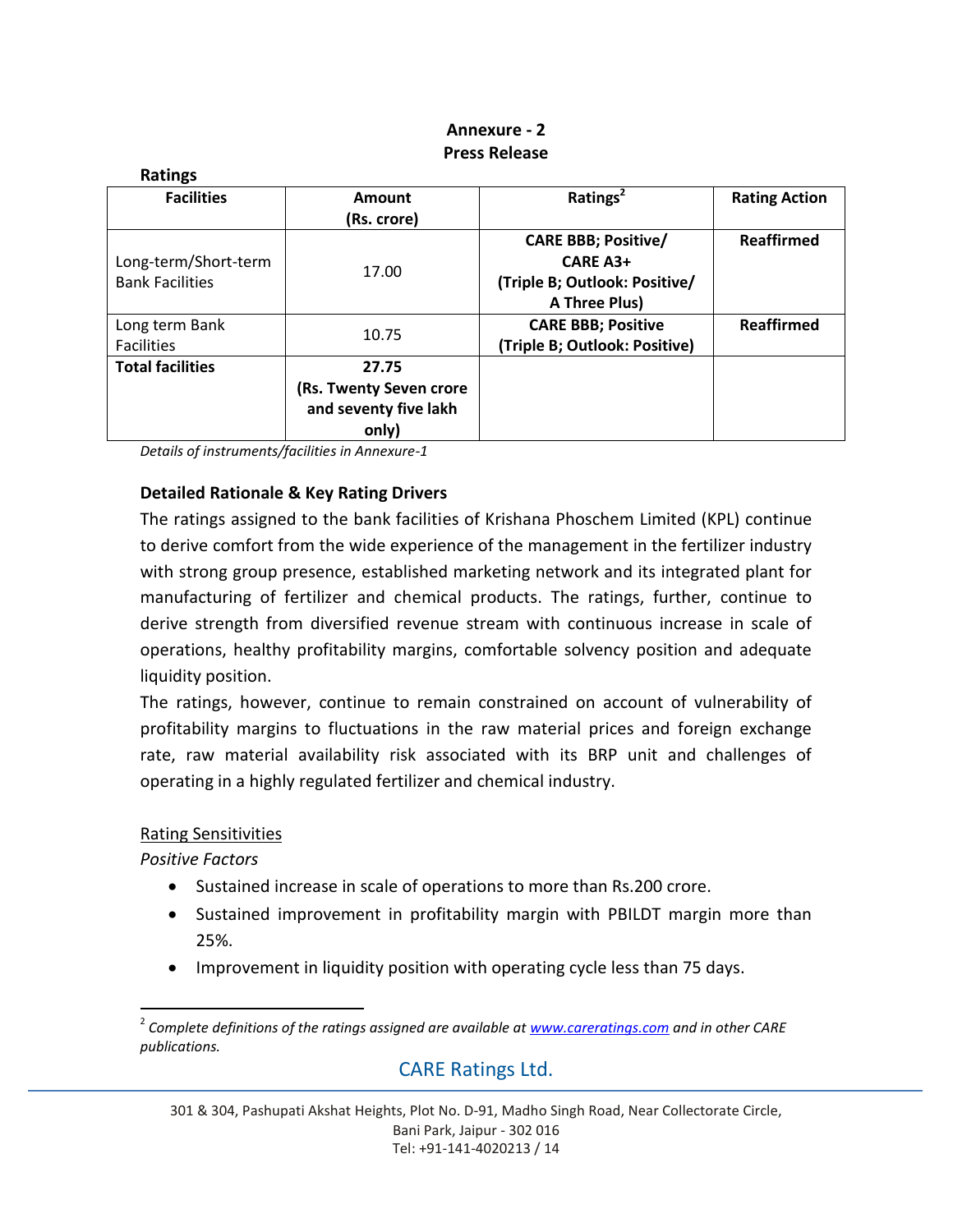**Annexure - 2**
**Press Release**

**Ratings**

| Facilities | Amount (Rs. crore) | Ratings[2] | Rating Action |
|---|---|---|---|
| Long-term/Short-term Bank Facilities | 17.00 | **CARE BBB; Positive/ CARE A3+ (Triple B; Outlook: Positive/ A Three Plus)** | **Reaffirmed** |
| Long term Bank Facilities | 10.75 | **CARE BBB; Positive (Triple B; Outlook: Positive)** | **Reaffirmed** |
| **Total facilities** | **27.75 (Rs. Twenty Seven crore and seventy five lakh only)** | | |

*Details of instruments/facilities in Annexure-1*

### Detailed Rationale & Key Rating Drivers

The ratings assigned to the bank facilities of Krishana Phoschem Limited (KPL) continue to derive comfort from the wide experience of the management in the fertilizer industry with strong group presence, established marketing network and its integrated plant for manufacturing of fertilizer and chemical products. The ratings, further, continue to derive strength from diversified revenue stream with continuous increase in scale of operations, healthy profitability margins, comfortable solvency position and adequate liquidity position.

The ratings, however, continue to remain constrained on account of vulnerability of profitability margins to fluctuations in the raw material prices and foreign exchange rate, raw material availability risk associated with its BRP unit and challenges of operating in a highly regulated fertilizer and chemical industry.

Rating Sensitivities

*Positive Factors*

- Sustained increase in scale of operations to more than Rs.200 crore.
- Sustained improvement in profitability margin with PBILDT margin more than 25%.
- Improvement in liquidity position with operating cycle less than 75 days.

[2] *Complete definitions of the ratings assigned are available at www.careratings.com and in other CARE publications.*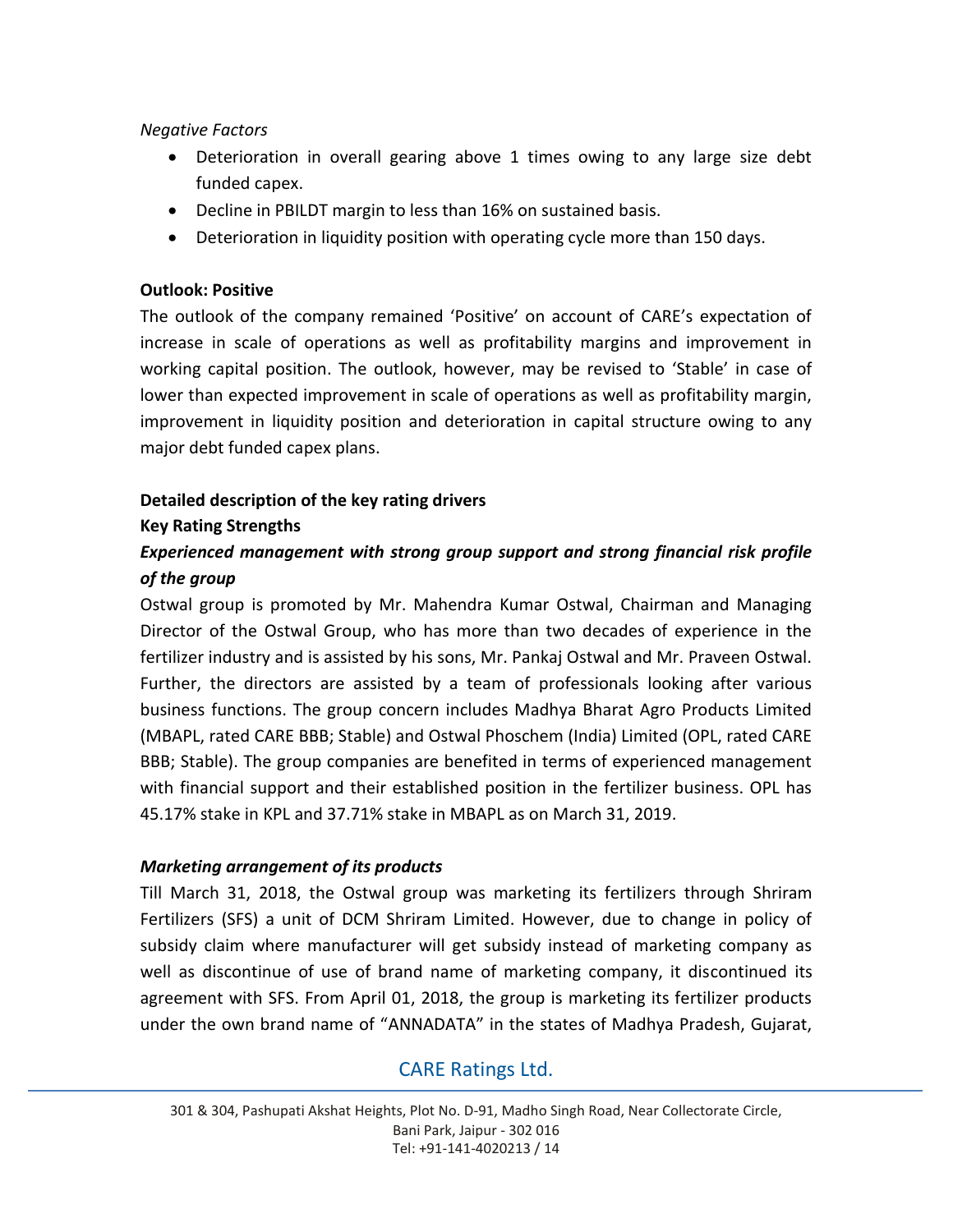*Negative Factors*

- Deterioration in overall gearing above 1 times owing to any large size debt funded capex.
- Decline in PBILDT margin to less than 16% on sustained basis.
- Deterioration in liquidity position with operating cycle more than 150 days.

**Outlook: Positive**

The outlook of the company remained 'Positive' on account of CARE's expectation of increase in scale of operations as well as profitability margins and improvement in working capital position. The outlook, however, may be revised to 'Stable' in case of lower than expected improvement in scale of operations as well as profitability margin, improvement in liquidity position and deterioration in capital structure owing to any major debt funded capex plans.

**Detailed description of the key rating drivers**

**Key Rating Strengths**

***Experienced management with strong group support and strong financial risk profile of the group***

Ostwal group is promoted by Mr. Mahendra Kumar Ostwal, Chairman and Managing Director of the Ostwal Group, who has more than two decades of experience in the fertilizer industry and is assisted by his sons, Mr. Pankaj Ostwal and Mr. Praveen Ostwal. Further, the directors are assisted by a team of professionals looking after various business functions. The group concern includes Madhya Bharat Agro Products Limited (MBAPL, rated CARE BBB; Stable) and Ostwal Phoschem (India) Limited (OPL, rated CARE BBB; Stable). The group companies are benefited in terms of experienced management with financial support and their established position in the fertilizer business. OPL has 45.17% stake in KPL and 37.71% stake in MBAPL as on March 31, 2019.

***Marketing arrangement of its products***

Till March 31, 2018, the Ostwal group was marketing its fertilizers through Shriram Fertilizers (SFS) a unit of DCM Shriram Limited. However, due to change in policy of subsidy claim where manufacturer will get subsidy instead of marketing company as well as discontinue of use of brand name of marketing company, it discontinued its agreement with SFS. From April 01, 2018, the group is marketing its fertilizer products under the own brand name of "ANNADATA" in the states of Madhya Pradesh, Gujarat,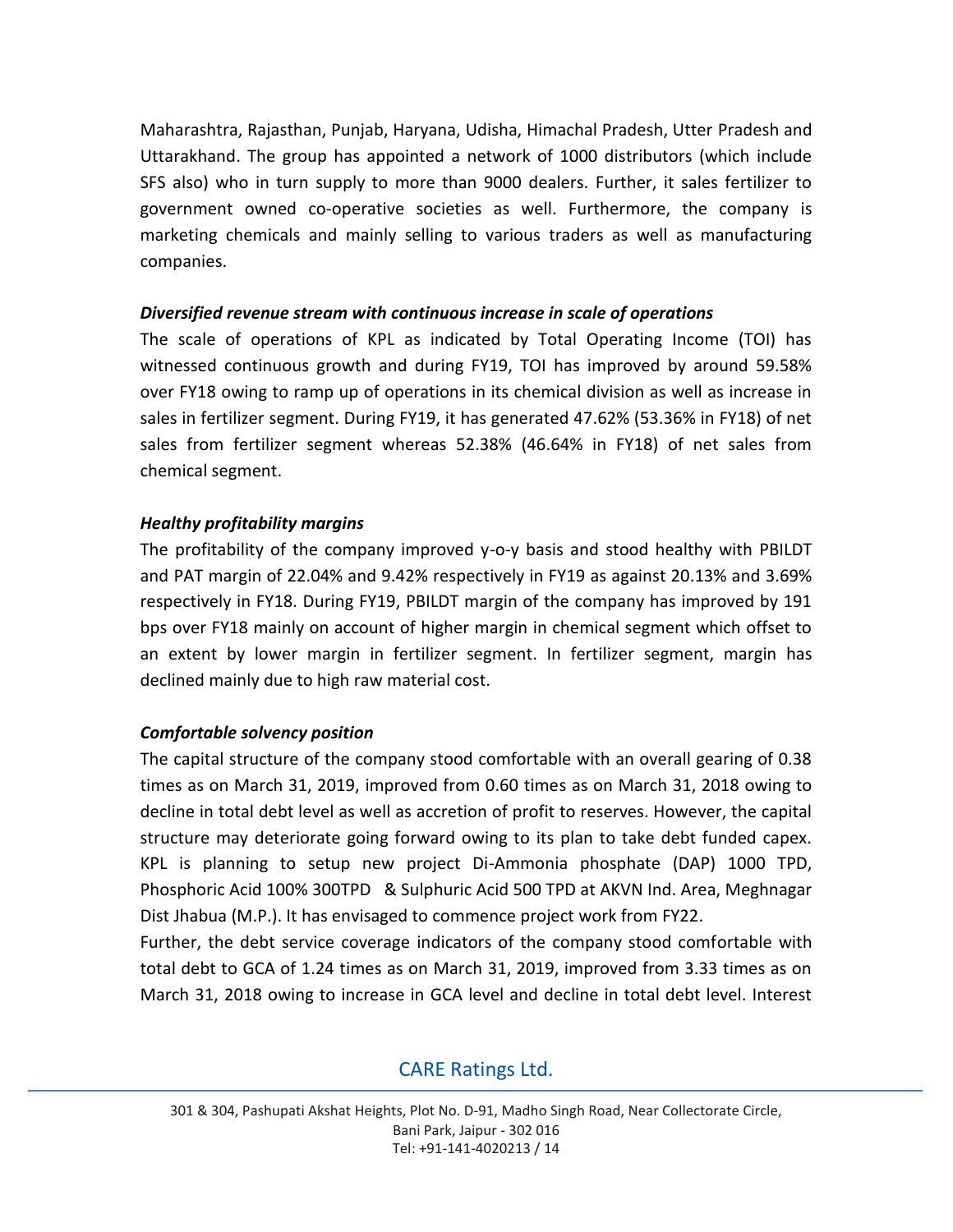Maharashtra, Rajasthan, Punjab, Haryana, Udisha, Himachal Pradesh, Utter Pradesh and Uttarakhand. The group has appointed a network of 1000 distributors (which include SFS also) who in turn supply to more than 9000 dealers. Further, it sales fertilizer to government owned co-operative societies as well. Furthermore, the company is marketing chemicals and mainly selling to various traders as well as manufacturing companies.

***Diversified revenue stream with continuous increase in scale of operations***

The scale of operations of KPL as indicated by Total Operating Income (TOI) has witnessed continuous growth and during FY19, TOI has improved by around 59.58% over FY18 owing to ramp up of operations in its chemical division as well as increase in sales in fertilizer segment. During FY19, it has generated 47.62% (53.36% in FY18) of net sales from fertilizer segment whereas 52.38% (46.64% in FY18) of net sales from chemical segment.

***Healthy profitability margins***

The profitability of the company improved y-o-y basis and stood healthy with PBILDT and PAT margin of 22.04% and 9.42% respectively in FY19 as against 20.13% and 3.69% respectively in FY18. During FY19, PBILDT margin of the company has improved by 191 bps over FY18 mainly on account of higher margin in chemical segment which offset to an extent by lower margin in fertilizer segment. In fertilizer segment, margin has declined mainly due to high raw material cost.

***Comfortable solvency position***

The capital structure of the company stood comfortable with an overall gearing of 0.38 times as on March 31, 2019, improved from 0.60 times as on March 31, 2018 owing to decline in total debt level as well as accretion of profit to reserves. However, the capital structure may deteriorate going forward owing to its plan to take debt funded capex. KPL is planning to setup new project Di-Ammonia phosphate (DAP) 1000 TPD, Phosphoric Acid 100% 300TPD & Sulphuric Acid 500 TPD at AKVN Ind. Area, Meghnagar Dist Jhabua (M.P.). It has envisaged to commence project work from FY22.

Further, the debt service coverage indicators of the company stood comfortable with total debt to GCA of 1.24 times as on March 31, 2019, improved from 3.33 times as on March 31, 2018 owing to increase in GCA level and decline in total debt level. Interest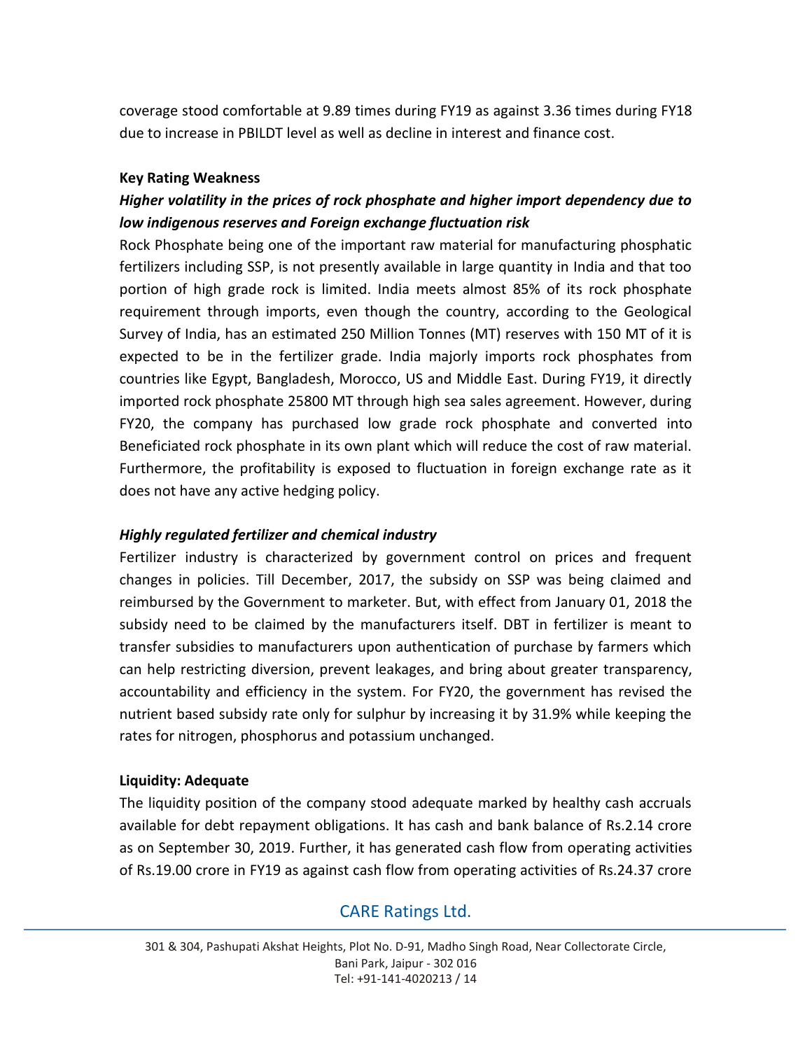coverage stood comfortable at 9.89 times during FY19 as against 3.36 times during FY18 due to increase in PBILDT level as well as decline in interest and finance cost.

**Key Rating Weakness**

***Higher volatility in the prices of rock phosphate and higher import dependency due to low indigenous reserves and Foreign exchange fluctuation risk***

Rock Phosphate being one of the important raw material for manufacturing phosphatic fertilizers including SSP, is not presently available in large quantity in India and that too portion of high grade rock is limited. India meets almost 85% of its rock phosphate requirement through imports, even though the country, according to the Geological Survey of India, has an estimated 250 Million Tonnes (MT) reserves with 150 MT of it is expected to be in the fertilizer grade. India majorly imports rock phosphates from countries like Egypt, Bangladesh, Morocco, US and Middle East. During FY19, it directly imported rock phosphate 25800 MT through high sea sales agreement. However, during FY20, the company has purchased low grade rock phosphate and converted into Beneficiated rock phosphate in its own plant which will reduce the cost of raw material. Furthermore, the profitability is exposed to fluctuation in foreign exchange rate as it does not have any active hedging policy.

***Highly regulated fertilizer and chemical industry***

Fertilizer industry is characterized by government control on prices and frequent changes in policies. Till December, 2017, the subsidy on SSP was being claimed and reimbursed by the Government to marketer. But, with effect from January 01, 2018 the subsidy need to be claimed by the manufacturers itself. DBT in fertilizer is meant to transfer subsidies to manufacturers upon authentication of purchase by farmers which can help restricting diversion, prevent leakages, and bring about greater transparency, accountability and efficiency in the system. For FY20, the government has revised the nutrient based subsidy rate only for sulphur by increasing it by 31.9% while keeping the rates for nitrogen, phosphorus and potassium unchanged.

**Liquidity: Adequate**

The liquidity position of the company stood adequate marked by healthy cash accruals available for debt repayment obligations. It has cash and bank balance of Rs.2.14 crore as on September 30, 2019. Further, it has generated cash flow from operating activities of Rs.19.00 crore in FY19 as against cash flow from operating activities of Rs.24.37 crore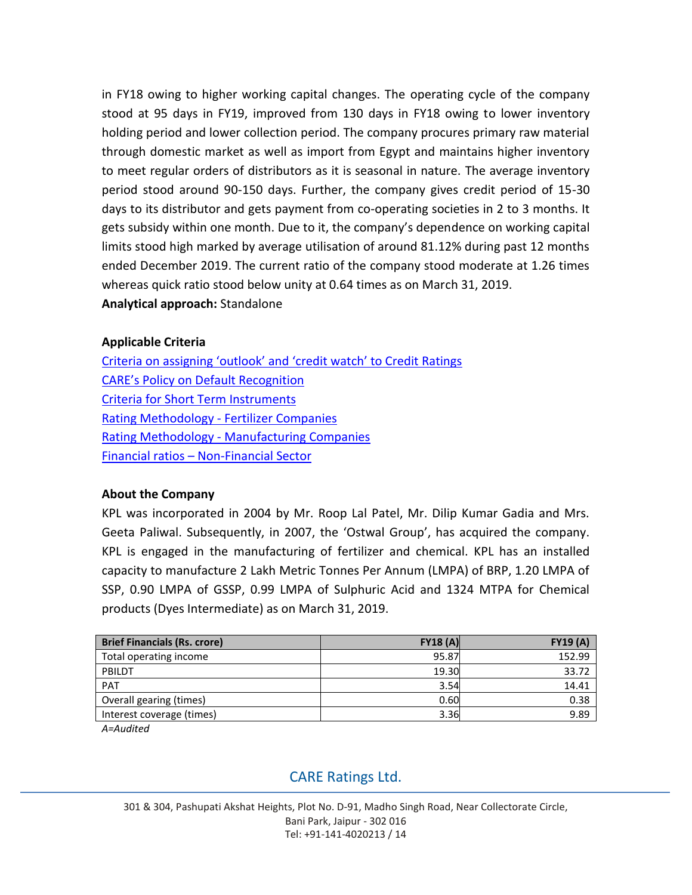in FY18 owing to higher working capital changes. The operating cycle of the company stood at 95 days in FY19, improved from 130 days in FY18 owing to lower inventory holding period and lower collection period. The company procures primary raw material through domestic market as well as import from Egypt and maintains higher inventory to meet regular orders of distributors as it is seasonal in nature. The average inventory period stood around 90-150 days. Further, the company gives credit period of 15-30 days to its distributor and gets payment from co-operating societies in 2 to 3 months. It gets subsidy within one month. Due to it, the company's dependence on working capital limits stood high marked by average utilisation of around 81.12% during past 12 months ended December 2019. The current ratio of the company stood moderate at 1.26 times whereas quick ratio stood below unity at 0.64 times as on March 31, 2019.

**Analytical approach:** Standalone

**Applicable Criteria**

Criteria on assigning 'outlook' and 'credit watch' to Credit Ratings
CARE's Policy on Default Recognition
Criteria for Short Term Instruments
Rating Methodology - Fertilizer Companies
Rating Methodology - Manufacturing Companies
Financial ratios – Non-Financial Sector

**About the Company**

KPL was incorporated in 2004 by Mr. Roop Lal Patel, Mr. Dilip Kumar Gadia and Mrs. Geeta Paliwal. Subsequently, in 2007, the 'Ostwal Group', has acquired the company. KPL is engaged in the manufacturing of fertilizer and chemical. KPL has an installed capacity to manufacture 2 Lakh Metric Tonnes Per Annum (LMPA) of BRP, 1.20 LMPA of SSP, 0.90 LMPA of GSSP, 0.99 LMPA of Sulphuric Acid and 1324 MTPA for Chemical products (Dyes Intermediate) as on March 31, 2019.

| Brief Financials (Rs. crore) | FY18 (A) | FY19 (A) |
|---|---|---|
| Total operating income | 95.87 | 152.99 |
| PBILDT | 19.30 | 33.72 |
| PAT | 3.54 | 14.41 |
| Overall gearing (times) | 0.60 | 0.38 |
| Interest coverage (times) | 3.36 | 9.89 |

*A=Audited*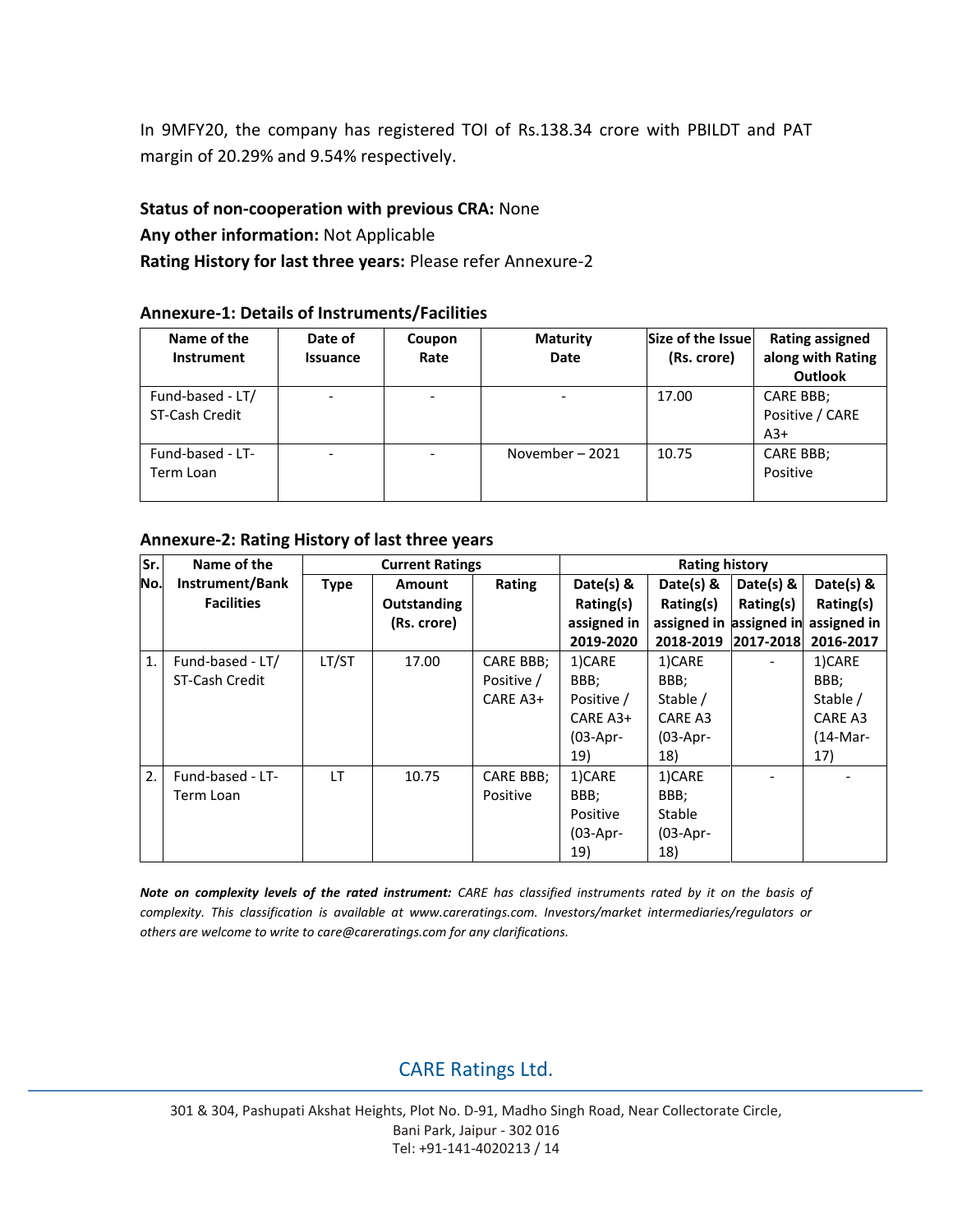In 9MFY20, the company has registered TOI of Rs.138.34 crore with PBILDT and PAT margin of 20.29% and 9.54% respectively.

**Status of non-cooperation with previous CRA:** None

**Any other information:** Not Applicable

**Rating History for last three years:** Please refer Annexure-2

### Annexure-1: Details of Instruments/Facilities

| Name of the Instrument | Date of Issuance | Coupon Rate | Maturity Date | Size of the Issue (Rs. crore) | Rating assigned along with Rating Outlook |
|---|---|---|---|---|---|
| Fund-based - LT/ ST-Cash Credit | - | - | - | 17.00 | CARE BBB; Positive / CARE A3+ |
| Fund-based - LT-Term Loan | - | - | November – 2021 | 10.75 | CARE BBB; Positive |

### Annexure-2: Rating History of last three years

| Sr. No. | Name of the Instrument/Bank Facilities | Current Ratings | | | Rating history | | | |
|---|---|---|---|---|---|---|---|---|
| | | Type | Amount Outstanding (Rs. crore) | Rating | Date(s) & Rating(s) assigned in 2019-2020 | Date(s) & Rating(s) assigned in 2018-2019 | Date(s) & Rating(s) assigned in 2017-2018 | Date(s) & Rating(s) assigned in 2016-2017 |
| 1. | Fund-based - LT/ ST-Cash Credit | LT/ST | 17.00 | CARE BBB; Positive / CARE A3+ | 1)CARE BBB; Positive / CARE A3+ (03-Apr-19) | 1)CARE BBB; Stable / CARE A3 (03-Apr-18) | - | 1)CARE BBB; Stable / CARE A3 (14-Mar-17) |
| 2. | Fund-based - LT-Term Loan | LT | 10.75 | CARE BBB; Positive | 1)CARE BBB; Positive (03-Apr-19) | 1)CARE BBB; Stable (03-Apr-18) | - | - |

***Note on complexity levels of the rated instrument:*** *CARE has classified instruments rated by it on the basis of complexity. This classification is available at www.careratings.com. Investors/market intermediaries/regulators or others are welcome to write to care@careratings.com for any clarifications.*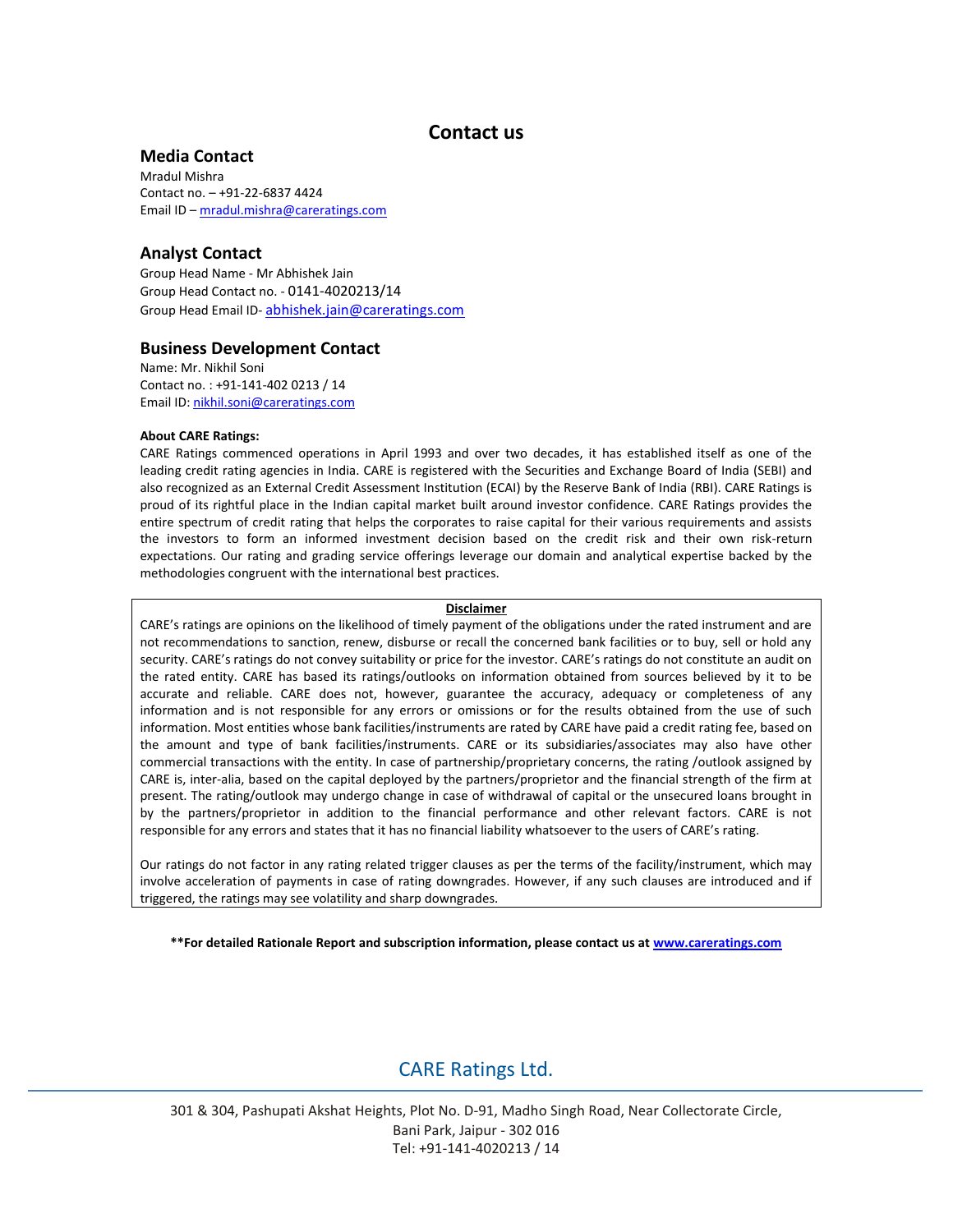# Contact us

## Media Contact

Mradul Mishra
Contact no. – +91-22-6837 4424
Email ID – mradul.mishra@careratings.com

## Analyst Contact

Group Head Name - Mr Abhishek Jain
Group Head Contact no. - 0141-4020213/14
Group Head Email ID- abhishek.jain@careratings.com

## Business Development Contact

Name: Mr. Nikhil Soni
Contact no. : +91-141-402 0213 / 14
Email ID: nikhil.soni@careratings.com

**About CARE Ratings:**

CARE Ratings commenced operations in April 1993 and over two decades, it has established itself as one of the leading credit rating agencies in India. CARE is registered with the Securities and Exchange Board of India (SEBI) and also recognized as an External Credit Assessment Institution (ECAI) by the Reserve Bank of India (RBI). CARE Ratings is proud of its rightful place in the Indian capital market built around investor confidence. CARE Ratings provides the entire spectrum of credit rating that helps the corporates to raise capital for their various requirements and assists the investors to form an informed investment decision based on the credit risk and their own risk-return expectations. Our rating and grading service offerings leverage our domain and analytical expertise backed by the methodologies congruent with the international best practices.

**Disclaimer**

CARE's ratings are opinions on the likelihood of timely payment of the obligations under the rated instrument and are not recommendations to sanction, renew, disburse or recall the concerned bank facilities or to buy, sell or hold any security. CARE's ratings do not convey suitability or price for the investor. CARE's ratings do not constitute an audit on the rated entity. CARE has based its ratings/outlooks on information obtained from sources believed by it to be accurate and reliable. CARE does not, however, guarantee the accuracy, adequacy or completeness of any information and is not responsible for any errors or omissions or for the results obtained from the use of such information. Most entities whose bank facilities/instruments are rated by CARE have paid a credit rating fee, based on the amount and type of bank facilities/instruments. CARE or its subsidiaries/associates may also have other commercial transactions with the entity. In case of partnership/proprietary concerns, the rating /outlook assigned by CARE is, inter-alia, based on the capital deployed by the partners/proprietor and the financial strength of the firm at present. The rating/outlook may undergo change in case of withdrawal of capital or the unsecured loans brought in by the partners/proprietor in addition to the financial performance and other relevant factors. CARE is not responsible for any errors and states that it has no financial liability whatsoever to the users of CARE's rating.

Our ratings do not factor in any rating related trigger clauses as per the terms of the facility/instrument, which may involve acceleration of payments in case of rating downgrades. However, if any such clauses are introduced and if triggered, the ratings may see volatility and sharp downgrades.

**\*\*For detailed Rationale Report and subscription information, please contact us at www.careratings.com**

CARE Ratings Ltd.

301 & 304, Pashupati Akshat Heights, Plot No. D-91, Madho Singh Road, Near Collectorate Circle,
Bani Park, Jaipur - 302 016
Tel: +91-141-4020213 / 14